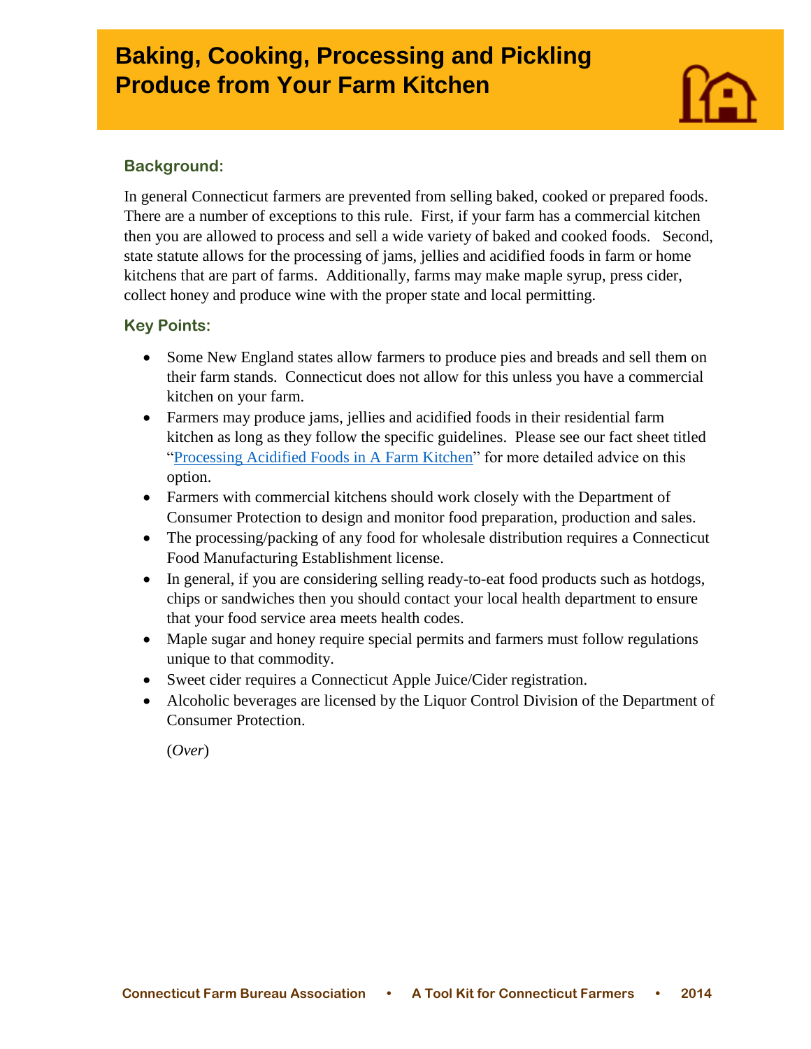# Baking, Cooking, Processing and Pickling Produce from Your Farm Kitchen

## Background:

In general Connecticut farmers are prevented from selling baked, cooked or prepared foods. There are a number of exceptions to this rule. First, if your farm has a commercial kitchen then you are allowed to process and sell a wide variety of baked and cooked foods. Second, state statute allows for the processing of jams, jellies and acidified foods in farm or home kitchens that are part of farms. Additionally, farms may make maple syrup, press cider, collect honey and produce wine with the proper state and local permitting.

## Key Points:

- Some New England states allow farmers to produce pies and breads and sell them on their farm stands. Connecticut does not allow for this unless you have a commercial kitchen on your farm.
- Farmers may produce jams, jellies and acidified foods in their residential farm kitchen as long as they follow the specific guidelines. Please see our fact sheet titled "Processing Acidified Foods in A Farm Kitchen" for more detailed advice on this option.
- Farmers with commercial kitchens should work closely with the Department of Consumer Protection to design and monitor food preparation, production and sales.
- The processing/packing of any food for wholesale distribution requires a Connecticut Food Manufacturing Establishment license.
- In general, if you are considering selling ready-to-eat food products such as hotdogs, chips or sandwiches then you should contact your local health department to ensure that your food service area meets health codes.
- Maple sugar and honey require special permits and farmers must follow regulations unique to that commodity.
- Sweet cider requires a Connecticut Apple Juice/Cider registration.
- Alcoholic beverages are licensed by the Liquor Control Division of the Department of Consumer Protection.

(*Over*)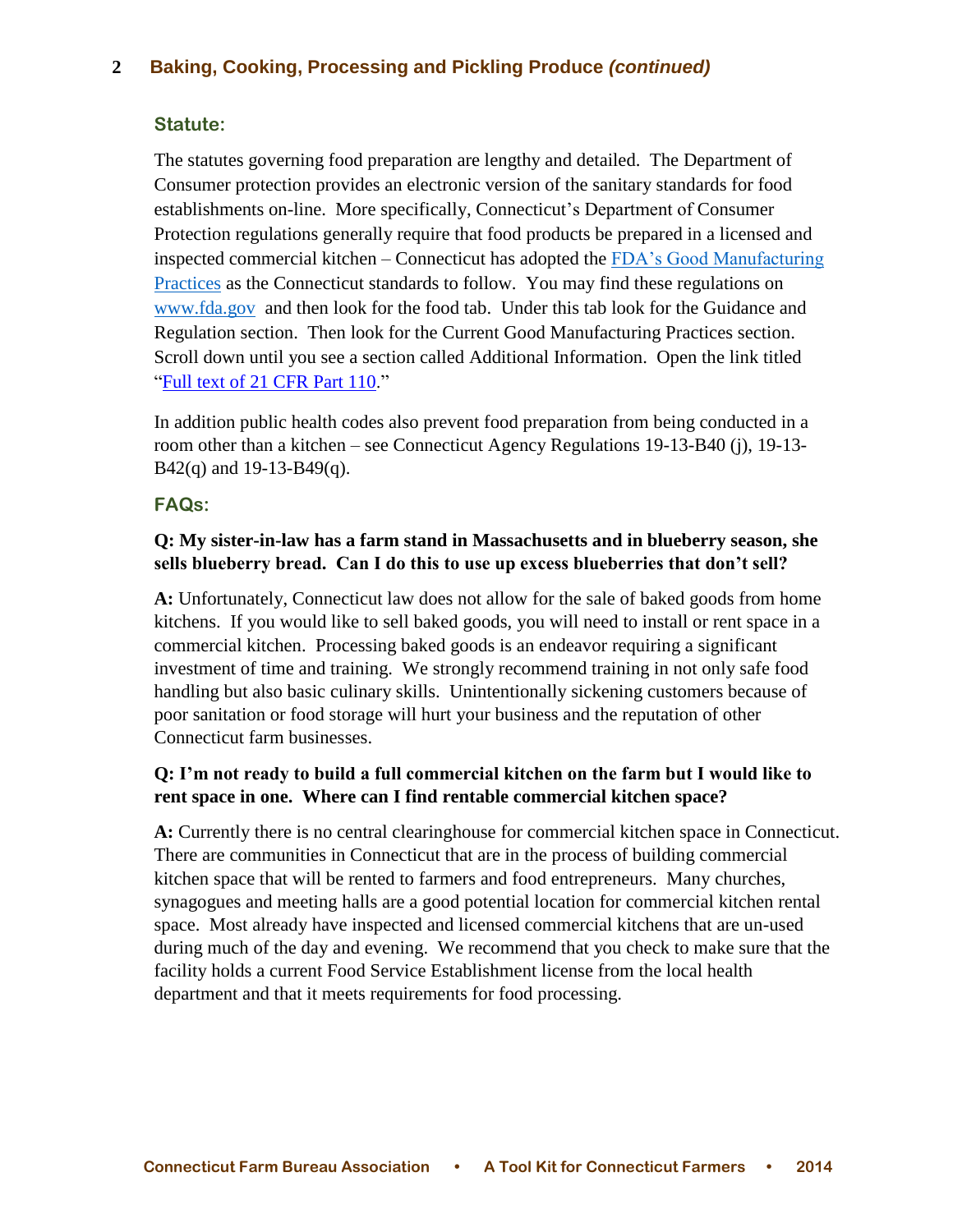## Baking, Cooking, Processing and Pickling Produce *(continued)*

### Statute:

The statutes governing food preparation are lengthy and detailed. The Department of Consumer protection provides an electronic version of the sanitary standards for food establishments on-line. More specifically, Connecticut's Department of Consumer Protection regulations generally require that food products be prepared in a licensed and inspected commercial kitchen – Connecticut has adopted the FDA's Good Manufacturing Practices as the Connecticut standards to follow. You may find these regulations on www.fda.gov and then look for the food tab. Under this tab look for the Guidance and Regulation section. Then look for the Current Good Manufacturing Practices section. Scroll down until you see a section called Additional Information. Open the link titled "Full text of 21 CFR Part 110."

In addition public health codes also prevent food preparation from being conducted in a room other than a kitchen – see Connecticut Agency Regulations 19-13-B40 (j), 19-13-B42(q) and 19-13-B49(q).

### FAQs:

**Q: My sister-in-law has a farm stand in Massachusetts and in blueberry season, she sells blueberry bread. Can I do this to use up excess blueberries that don't sell?**

**A:** Unfortunately, Connecticut law does not allow for the sale of baked goods from home kitchens. If you would like to sell baked goods, you will need to install or rent space in a commercial kitchen. Processing baked goods is an endeavor requiring a significant investment of time and training. We strongly recommend training in not only safe food handling but also basic culinary skills. Unintentionally sickening customers because of poor sanitation or food storage will hurt your business and the reputation of other Connecticut farm businesses.

**Q: I'm not ready to build a full commercial kitchen on the farm but I would like to rent space in one. Where can I find rentable commercial kitchen space?**

**A:** Currently there is no central clearinghouse for commercial kitchen space in Connecticut. There are communities in Connecticut that are in the process of building commercial kitchen space that will be rented to farmers and food entrepreneurs. Many churches, synagogues and meeting halls are a good potential location for commercial kitchen rental space. Most already have inspected and licensed commercial kitchens that are un-used during much of the day and evening. We recommend that you check to make sure that the facility holds a current Food Service Establishment license from the local health department and that it meets requirements for food processing.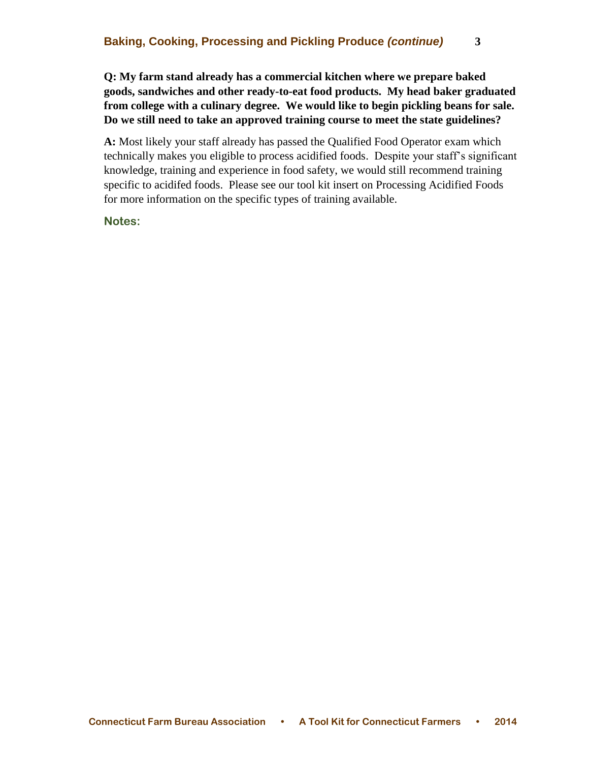**Q: My farm stand already has a commercial kitchen where we prepare baked goods, sandwiches and other ready-to-eat food products. My head baker graduated from college with a culinary degree. We would like to begin pickling beans for sale. Do we still need to take an approved training course to meet the state guidelines?**

**A:** Most likely your staff already has passed the Qualified Food Operator exam which technically makes you eligible to process acidified foods. Despite your staff's significant knowledge, training and experience in food safety, we would still recommend training specific to acidifed foods. Please see our tool kit insert on Processing Acidified Foods for more information on the specific types of training available.

**Notes:**